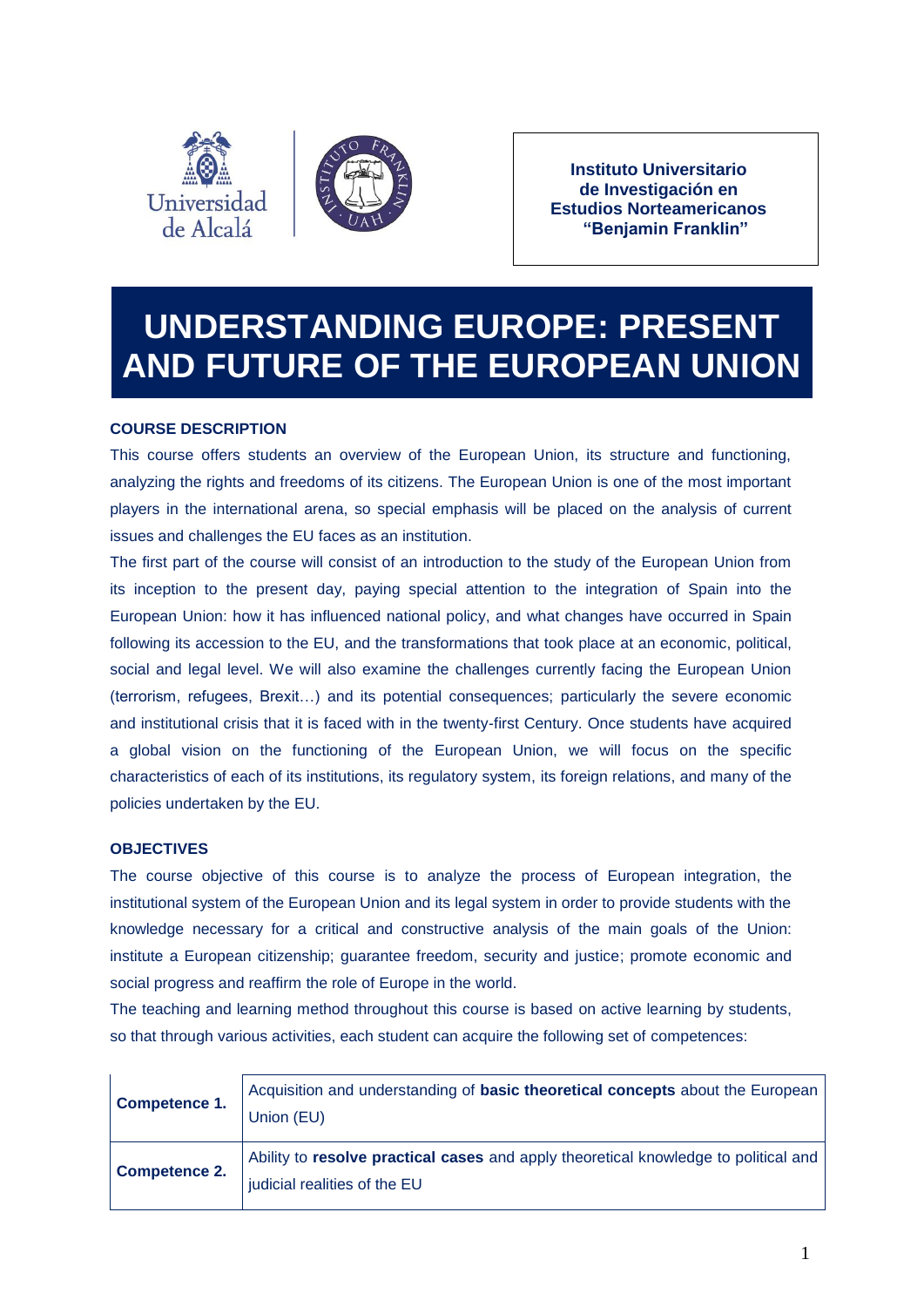Instituto Universitario de Investigación en Estudios Norteamericanos "Benjamin Franklin"

# UNDERSTANDING EUROPE: PRESENT AND FUTURE OF THE EUROPEAN UNION

## COURSE DESCRIPTION

This course offers students an overview of the European Union, its structure and functioning, analyzing the rights and freedoms of its citizens. The European Union is one of the most important players in the international arena, so special emphasis will be placed on the analysis of current issues and challenges the EU faces as an institution.

The first part of the course will consist of an introduction to the study of the European Union from its inception to the present day, paying special attention to the integration of Spain into the European Union: how it has influenced national policy, and what changes have occurred in Spain following its accession to the EU, and the transformations that took place at an economic, political, social and legal level. We will also examine the challenges currently facing the European Union (terrorism, refugees, Brexit…) and its potential consequences; particularly the severe economic and institutional crisis that it is faced with in the twenty-first Century. Once students have acquired a global vision on the functioning of the European Union, we will focus on the specific characteristics of each of its institutions, its regulatory system, its foreign relations, and many of the policies undertaken by the EU.

## OBJECTIVES

The course objective of this course is to analyze the process of European integration, the institutional system of the European Union and its legal system in order to provide students with the knowledge necessary for a critical and constructive analysis of the main goals of the Union: institute a European citizenship; guarantee freedom, security and justice; promote economic and social progress and reaffirm the role of Europe in the world.

The teaching and learning method throughout this course is based on active learning by students, so that through various activities, each student can acquire the following set of competences:

| | |
|---|---|
| **Competence 1.** | Acquisition and understanding of **basic theoretical concepts** about the European Union (EU) |
| **Competence 2.** | Ability to **resolve practical cases** and apply theoretical knowledge to political and judicial realities of the EU |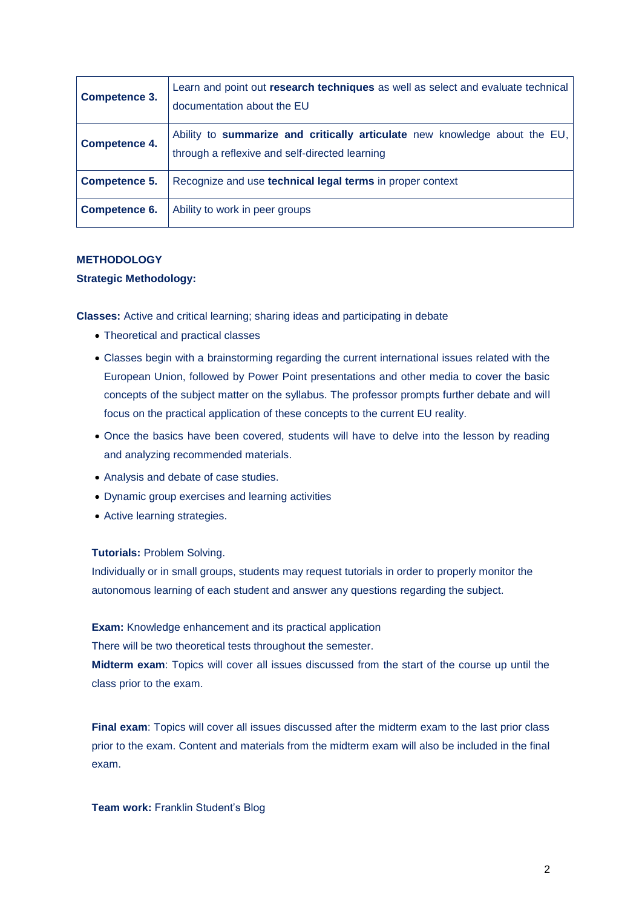| | |
|---|---|
| **Competence 3.** | Learn and point out **research techniques** as well as select and evaluate technical documentation about the EU |
| **Competence 4.** | Ability to **summarize and critically articulate** new knowledge about the EU, through a reflexive and self-directed learning |
| **Competence 5.** | Recognize and use **technical legal terms** in proper context |
| **Competence 6.** | Ability to work in peer groups |

**METHODOLOGY**

**Strategic Methodology:**

**Classes:** Active and critical learning; sharing ideas and participating in debate

- Theoretical and practical classes
- Classes begin with a brainstorming regarding the current international issues related with the European Union, followed by Power Point presentations and other media to cover the basic concepts of the subject matter on the syllabus. The professor prompts further debate and will focus on the practical application of these concepts to the current EU reality.
- Once the basics have been covered, students will have to delve into the lesson by reading and analyzing recommended materials.
- Analysis and debate of case studies.
- Dynamic group exercises and learning activities
- Active learning strategies.

**Tutorials:** Problem Solving.
Individually or in small groups, students may request tutorials in order to properly monitor the autonomous learning of each student and answer any questions regarding the subject.

**Exam:** Knowledge enhancement and its practical application
There will be two theoretical tests throughout the semester.
**Midterm exam**: Topics will cover all issues discussed from the start of the course up until the class prior to the exam.

**Final exam**: Topics will cover all issues discussed after the midterm exam to the last prior class prior to the exam. Content and materials from the midterm exam will also be included in the final exam.

**Team work:** Franklin Student's Blog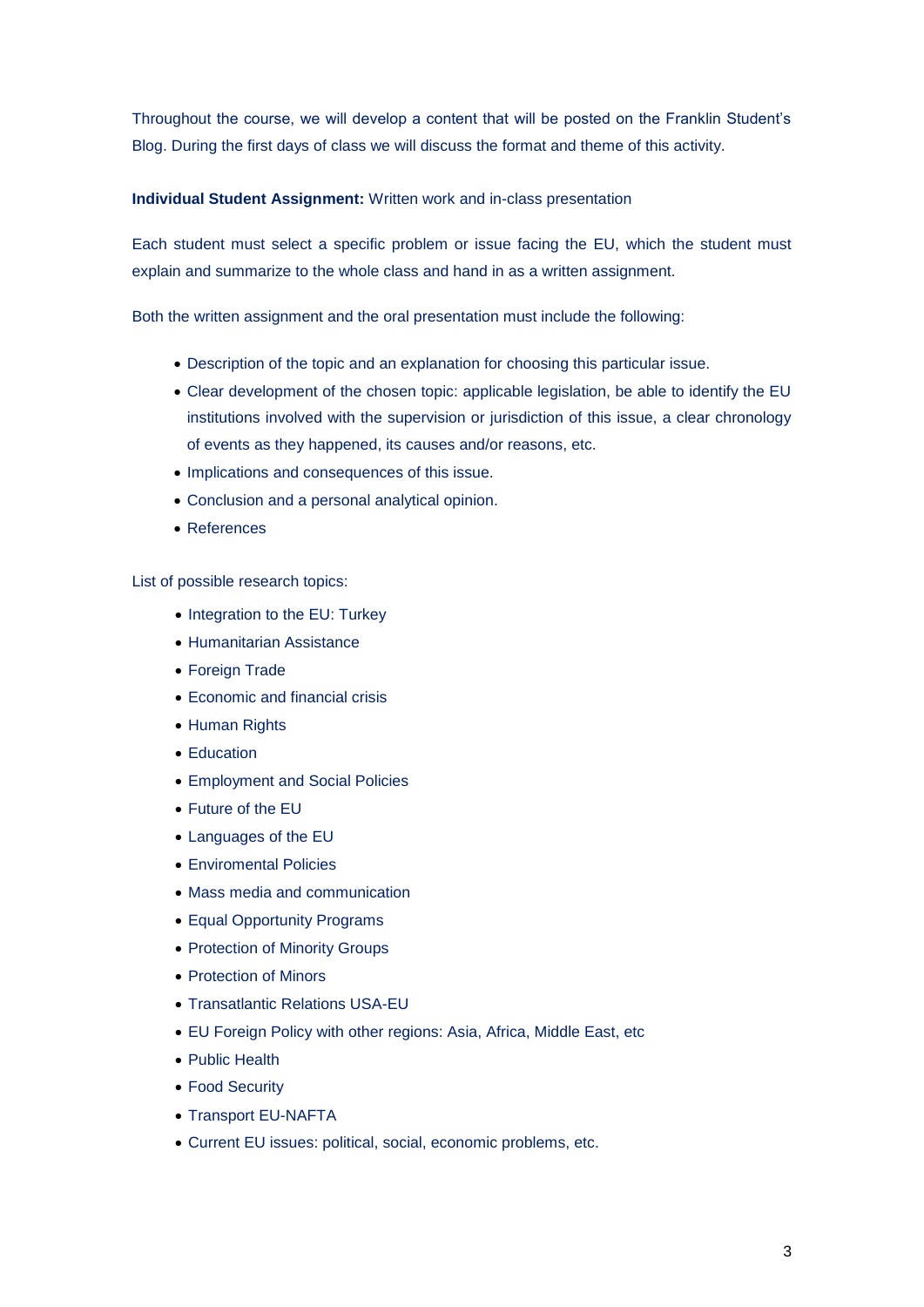Throughout the course, we will develop a content that will be posted on the Franklin Student's Blog. During the first days of class we will discuss the format and theme of this activity.

**Individual Student Assignment:** Written work and in-class presentation

Each student must select a specific problem or issue facing the EU, which the student must explain and summarize to the whole class and hand in as a written assignment.

Both the written assignment and the oral presentation must include the following:

- Description of the topic and an explanation for choosing this particular issue.
- Clear development of the chosen topic: applicable legislation, be able to identify the EU institutions involved with the supervision or jurisdiction of this issue, a clear chronology of events as they happened, its causes and/or reasons, etc.
- Implications and consequences of this issue.
- Conclusion and a personal analytical opinion.
- References

List of possible research topics:

- Integration to the EU: Turkey
- Humanitarian Assistance
- Foreign Trade
- Economic and financial crisis
- Human Rights
- Education
- Employment and Social Policies
- Future of the EU
- Languages of the EU
- Enviromental Policies
- Mass media and communication
- Equal Opportunity Programs
- Protection of Minority Groups
- Protection of Minors
- Transatlantic Relations USA-EU
- EU Foreign Policy with other regions: Asia, Africa, Middle East, etc
- Public Health
- Food Security
- Transport EU-NAFTA
- Current EU issues: political, social, economic problems, etc.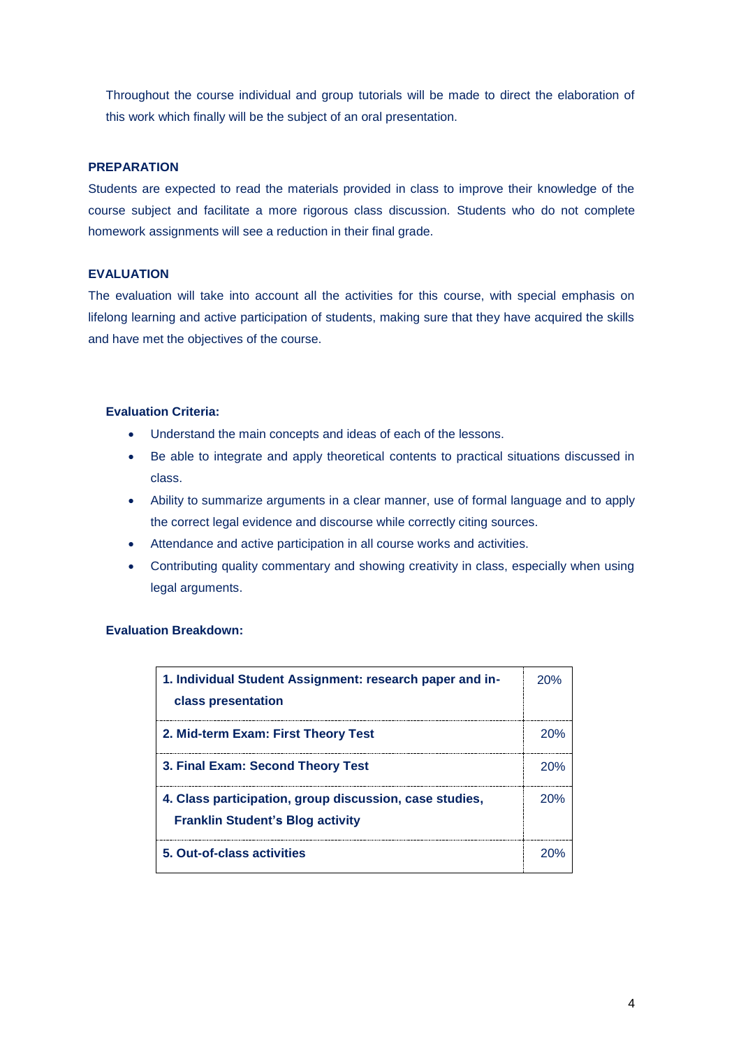Throughout the course individual and group tutorials will be made to direct the elaboration of this work which finally will be the subject of an oral presentation.

## PREPARATION

Students are expected to read the materials provided in class to improve their knowledge of the course subject and facilitate a more rigorous class discussion. Students who do not complete homework assignments will see a reduction in their final grade.

## EVALUATION

The evaluation will take into account all the activities for this course, with special emphasis on lifelong learning and active participation of students, making sure that they have acquired the skills and have met the objectives of the course.

### Evaluation Criteria:

- Understand the main concepts and ideas of each of the lessons.
- Be able to integrate and apply theoretical contents to practical situations discussed in class.
- Ability to summarize arguments in a clear manner, use of formal language and to apply the correct legal evidence and discourse while correctly citing sources.
- Attendance and active participation in all course works and activities.
- Contributing quality commentary and showing creativity in class, especially when using legal arguments.

### Evaluation Breakdown:

| Component | Weight |
|---|---|
| **1. Individual Student Assignment: research paper and in-class presentation** | 20% |
| **2. Mid-term Exam: First Theory Test** | 20% |
| **3. Final Exam: Second Theory Test** | 20% |
| **4. Class participation, group discussion, case studies, Franklin Student's Blog activity** | 20% |
| **5. Out-of-class activities** | 20% |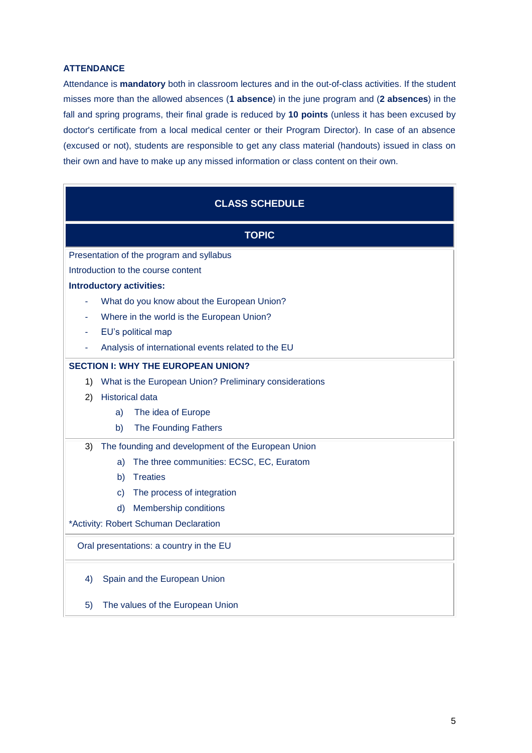### ATTENDANCE

Attendance is **mandatory** both in classroom lectures and in the out-of-class activities. If the student misses more than the allowed absences (**1 absence**) in the june program and (**2 absences**) in the fall and spring programs, their final grade is reduced by **10 points** (unless it has been excused by doctor's certificate from a local medical center or their Program Director). In case of an absence (excused or not), students are responsible to get any class material (handouts) issued in class on their own and have to make up any missed information or class content on their own.

| CLASS SCHEDULE |
|---|
| **TOPIC** |
| Presentation of the program and syllabus<br>Introduction to the course content<br>**Introductory activities:**<br>- What do you know about the European Union?<br>- Where in the world is the European Union?<br>- EU's political map<br>- Analysis of international events related to the EU |
| **SECTION I: WHY THE EUROPEAN UNION?**<br>1) What is the European Union? Preliminary considerations<br>2) Historical data<br>&nbsp;&nbsp;&nbsp;&nbsp;a) The idea of Europe<br>&nbsp;&nbsp;&nbsp;&nbsp;b) The Founding Fathers |
| 3) The founding and development of the European Union<br>&nbsp;&nbsp;&nbsp;&nbsp;a) The three communities: ECSC, EC, Euratom<br>&nbsp;&nbsp;&nbsp;&nbsp;b) Treaties<br>&nbsp;&nbsp;&nbsp;&nbsp;c) The process of integration<br>&nbsp;&nbsp;&nbsp;&nbsp;d) Membership conditions<br>*Activity: Robert Schuman Declaration |
| Oral presentations: a country in the EU |
| 4) Spain and the European Union<br>5) The values of the European Union |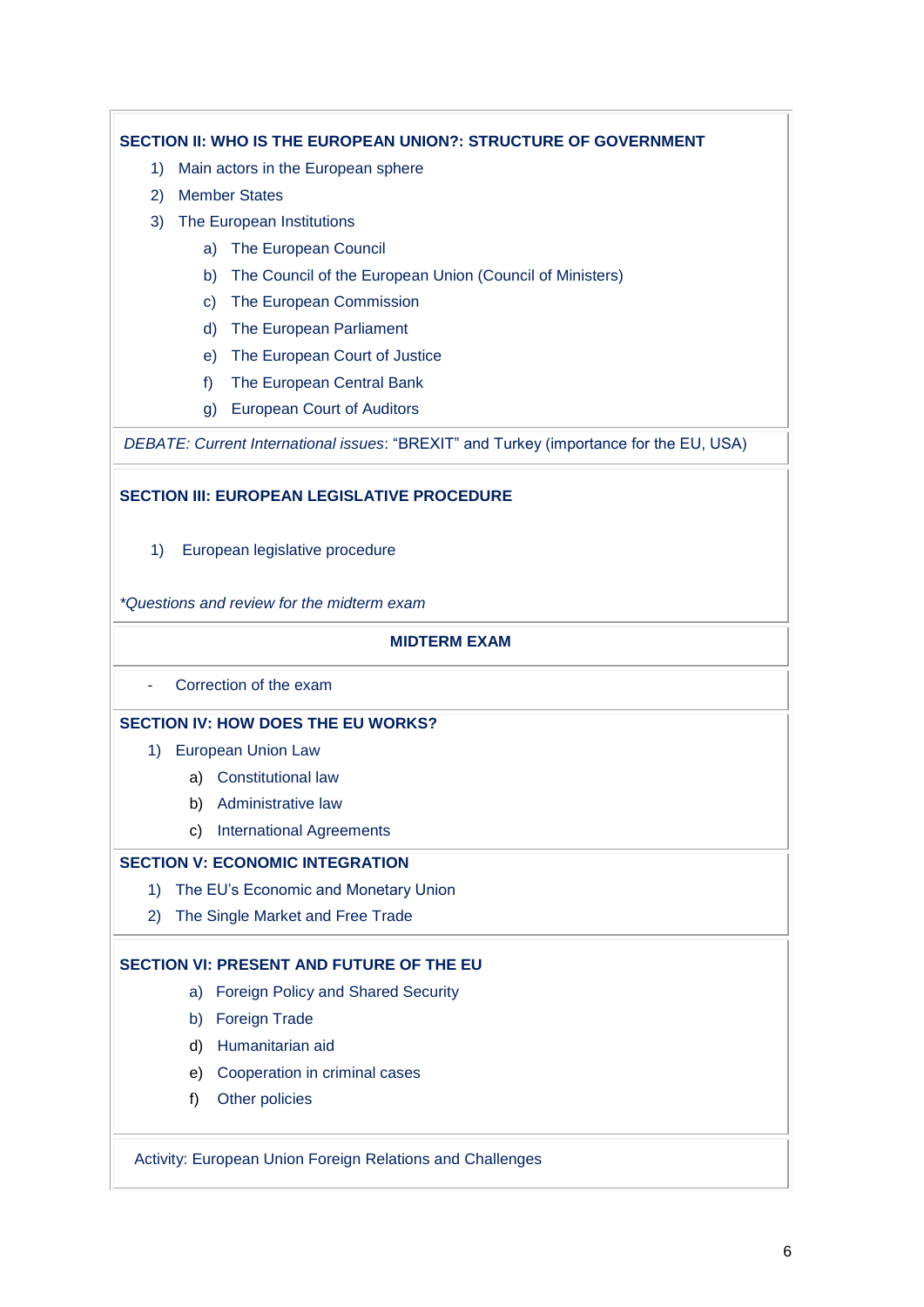**SECTION II: WHO IS THE EUROPEAN UNION?: STRUCTURE OF GOVERNMENT**

1) Main actors in the European sphere
2) Member States
3) The European Institutions
   a) The European Council
   b) The Council of the European Union (Council of Ministers)
   c) The European Commission
   d) The European Parliament
   e) The European Court of Justice
   f) The European Central Bank
   g) European Court of Auditors

*DEBATE: Current International issues*: "BREXIT" and Turkey (importance for the EU, USA)

**SECTION III: EUROPEAN LEGISLATIVE PROCEDURE**

1) European legislative procedure

*\*Questions and review for the midterm exam*

**MIDTERM EXAM**

- Correction of the exam

**SECTION IV: HOW DOES THE EU WORKS?**

1) European Union Law
   a) Constitutional law
   b) Administrative law
   c) International Agreements

**SECTION V: ECONOMIC INTEGRATION**

1) The EU's Economic and Monetary Union
2) The Single Market and Free Trade

**SECTION VI: PRESENT AND FUTURE OF THE EU**

a) Foreign Policy and Shared Security
b) Foreign Trade
d) Humanitarian aid
e) Cooperation in criminal cases
f) Other policies

Activity: European Union Foreign Relations and Challenges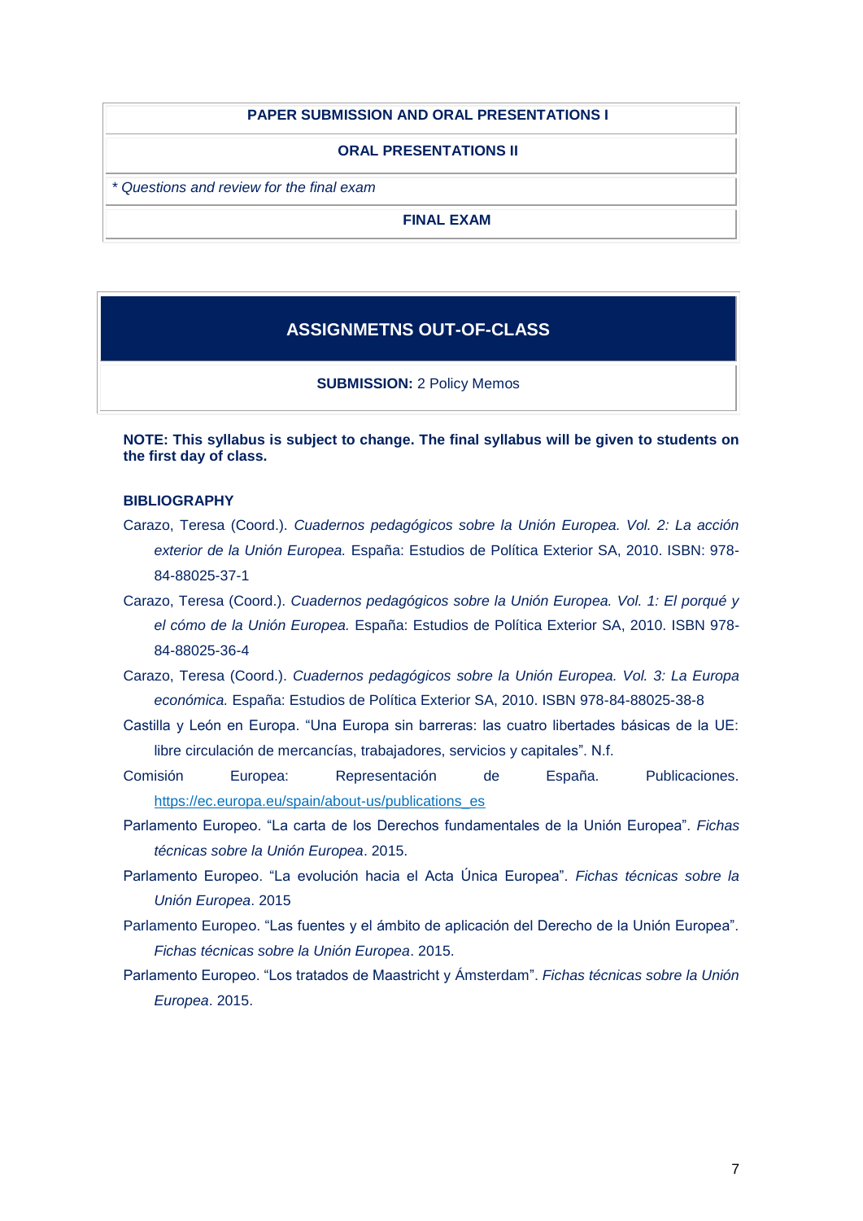| **PAPER SUBMISSION AND ORAL PRESENTATIONS I** |
|---|
| **ORAL PRESENTATIONS II** |
| *\* Questions and review for the final exam* |
| **FINAL EXAM** |

| **ASSIGNMETNS OUT-OF-CLASS** |
|---|
| **SUBMISSION:** 2 Policy Memos |

**NOTE: This syllabus is subject to change. The final syllabus will be given to students on the first day of class.**

**BIBLIOGRAPHY**

Carazo, Teresa (Coord.). *Cuadernos pedagógicos sobre la Unión Europea. Vol. 2: La acción exterior de la Unión Europea.* España: Estudios de Política Exterior SA, 2010. ISBN: 978-84-88025-37-1

Carazo, Teresa (Coord.). *Cuadernos pedagógicos sobre la Unión Europea. Vol. 1: El porqué y el cómo de la Unión Europea.* España: Estudios de Política Exterior SA, 2010. ISBN 978-84-88025-36-4

Carazo, Teresa (Coord.). *Cuadernos pedagógicos sobre la Unión Europea. Vol. 3: La Europa económica.* España: Estudios de Política Exterior SA, 2010. ISBN 978-84-88025-38-8

Castilla y León en Europa. "Una Europa sin barreras: las cuatro libertades básicas de la UE: libre circulación de mercancías, trabajadores, servicios y capitales". N.f.

Comisión Europea: Representación de España. Publicaciones. https://ec.europa.eu/spain/about-us/publications_es

Parlamento Europeo. "La carta de los Derechos fundamentales de la Unión Europea". *Fichas técnicas sobre la Unión Europea*. 2015.

Parlamento Europeo. "La evolución hacia el Acta Única Europea". *Fichas técnicas sobre la Unión Europea*. 2015

Parlamento Europeo. "Las fuentes y el ámbito de aplicación del Derecho de la Unión Europea". *Fichas técnicas sobre la Unión Europea*. 2015.

Parlamento Europeo. "Los tratados de Maastricht y Ámsterdam". *Fichas técnicas sobre la Unión Europea*. 2015.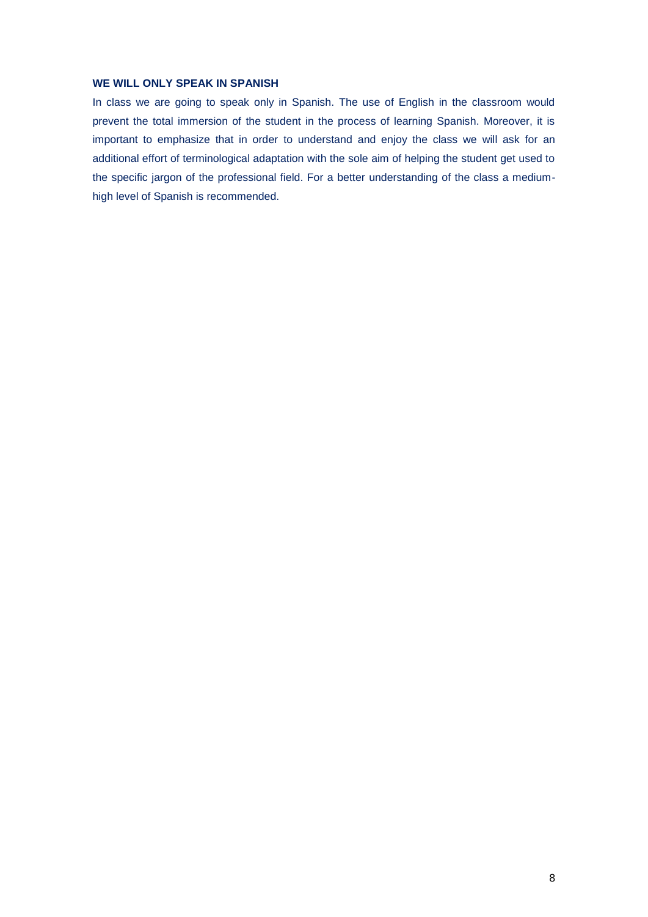## WE WILL ONLY SPEAK IN SPANISH

In class we are going to speak only in Spanish. The use of English in the classroom would prevent the total immersion of the student in the process of learning Spanish. Moreover, it is important to emphasize that in order to understand and enjoy the class we will ask for an additional effort of terminological adaptation with the sole aim of helping the student get used to the specific jargon of the professional field. For a better understanding of the class a medium-high level of Spanish is recommended.